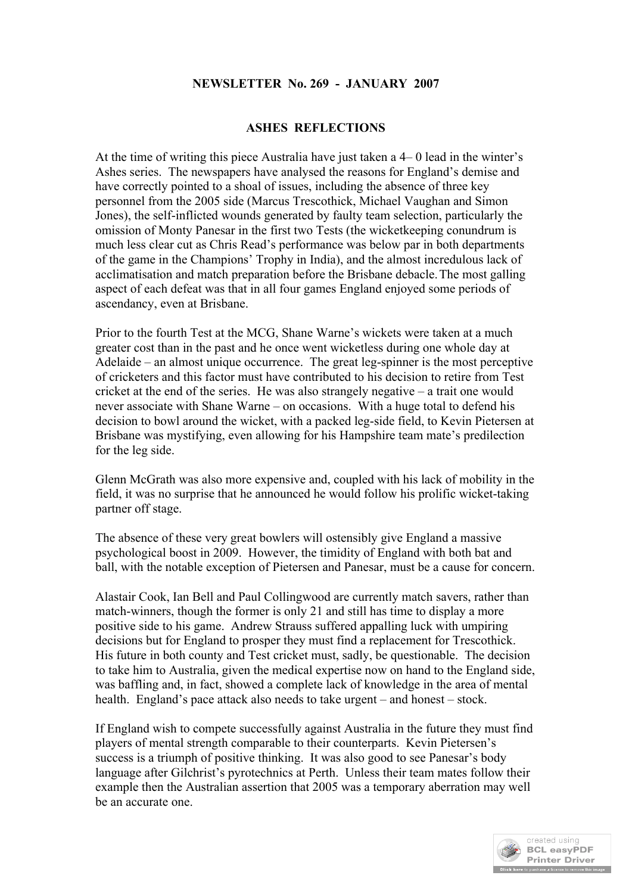**NEWSLETTER No. 269 - JANUARY 2007**

**ASHES REFLECTIONS**

At the time of writing this piece Australia have just taken a 4– 0 lead in the winter's Ashes series. The newspapers have analysed the reasons for England's demise and have correctly pointed to a shoal of issues, including the absence of three key personnel from the 2005 side (Marcus Trescothick, Michael Vaughan and Simon Jones), the self-inflicted wounds generated by faulty team selection, particularly the omission of Monty Panesar in the first two Tests (the wicketkeeping conundrum is much less clear cut as Chris Read's performance was below par in both departments of the game in the Champions' Trophy in India), and the almost incredulous lack of acclimatisation and match preparation before the Brisbane debacle. The most galling aspect of each defeat was that in all four games England enjoyed some periods of ascendancy, even at Brisbane.

Prior to the fourth Test at the MCG, Shane Warne's wickets were taken at a much greater cost than in the past and he once went wicketless during one whole day at Adelaide – an almost unique occurrence. The great leg-spinner is the most perceptive of cricketers and this factor must have contributed to his decision to retire from Test cricket at the end of the series. He was also strangely negative – a trait one would never associate with Shane Warne – on occasions. With a huge total to defend his decision to bowl around the wicket, with a packed leg-side field, to Kevin Pietersen at Brisbane was mystifying, even allowing for his Hampshire team mate's predilection for the leg side.

Glenn McGrath was also more expensive and, coupled with his lack of mobility in the field, it was no surprise that he announced he would follow his prolific wicket-taking partner off stage.

The absence of these very great bowlers will ostensibly give England a massive psychological boost in 2009. However, the timidity of England with both bat and ball, with the notable exception of Pietersen and Panesar, must be a cause for concern.

Alastair Cook, Ian Bell and Paul Collingwood are currently match savers, rather than match-winners, though the former is only 21 and still has time to display a more positive side to his game. Andrew Strauss suffered appalling luck with umpiring decisions but for England to prosper they must find a replacement for Trescothick. His future in both county and Test cricket must, sadly, be questionable. The decision to take him to Australia, given the medical expertise now on hand to the England side, was baffling and, in fact, showed a complete lack of knowledge in the area of mental health. England's pace attack also needs to take urgent – and honest – stock.

If England wish to compete successfully against Australia in the future they must find players of mental strength comparable to their counterparts. Kevin Pietersen's success is a triumph of positive thinking. It was also good to see Panesar's body language after Gilchrist's pyrotechnics at Perth. Unless their team mates follow their example then the Australian assertion that 2005 was a temporary aberration may well be an accurate one.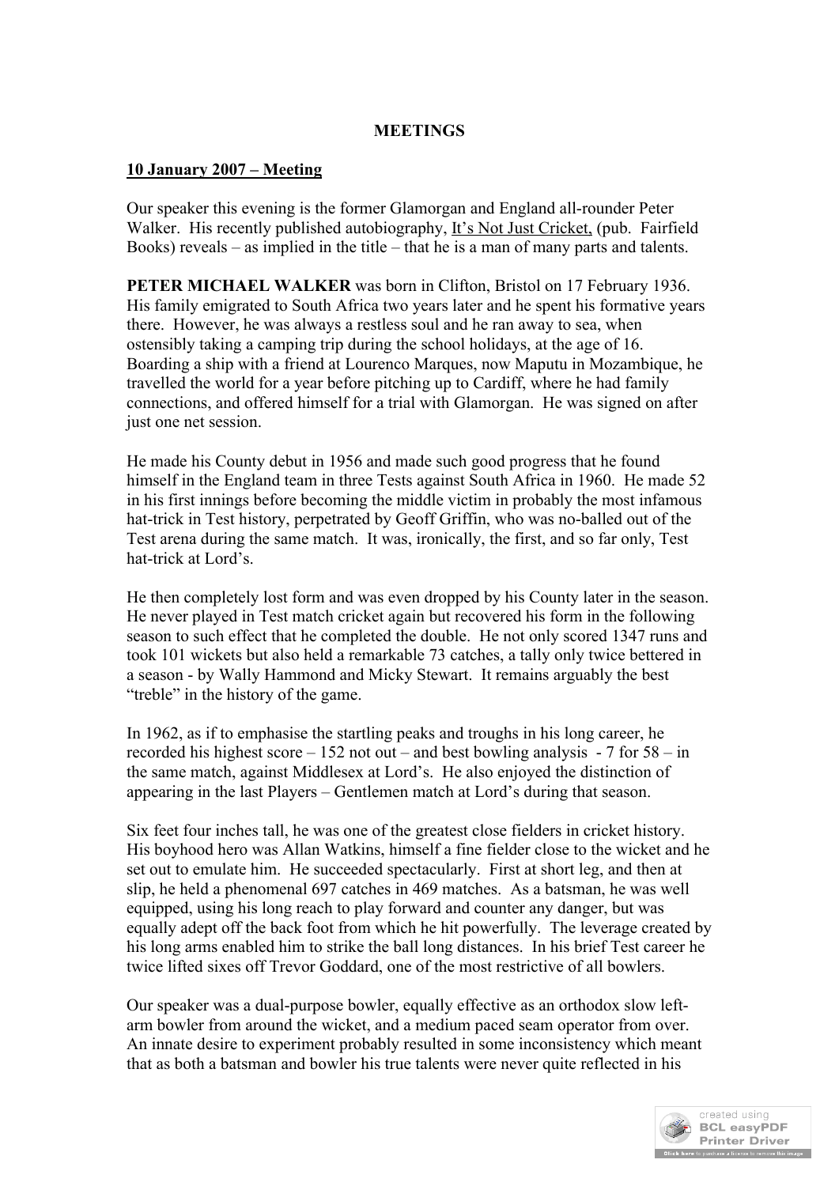**MEETINGS**

**10 January 2007 – Meeting**

Our speaker this evening is the former Glamorgan and England all-rounder Peter Walker. His recently published autobiography, It's Not Just Cricket, (pub. Fairfield Books) reveals – as implied in the title – that he is a man of many parts and talents.

**PETER MICHAEL WALKER** was born in Clifton, Bristol on 17 February 1936. His family emigrated to South Africa two years later and he spent his formative years there. However, he was always a restless soul and he ran away to sea, when ostensibly taking a camping trip during the school holidays, at the age of 16. Boarding a ship with a friend at Lourenco Marques, now Maputu in Mozambique, he travelled the world for a year before pitching up to Cardiff, where he had family connections, and offered himself for a trial with Glamorgan. He was signed on after just one net session.

He made his County debut in 1956 and made such good progress that he found himself in the England team in three Tests against South Africa in 1960. He made 52 in his first innings before becoming the middle victim in probably the most infamous hat-trick in Test history, perpetrated by Geoff Griffin, who was no-balled out of the Test arena during the same match. It was, ironically, the first, and so far only, Test hat-trick at Lord's.

He then completely lost form and was even dropped by his County later in the season. He never played in Test match cricket again but recovered his form in the following season to such effect that he completed the double. He not only scored 1347 runs and took 101 wickets but also held a remarkable 73 catches, a tally only twice bettered in a season - by Wally Hammond and Micky Stewart. It remains arguably the best "treble" in the history of the game.

In 1962, as if to emphasise the startling peaks and troughs in his long career, he recorded his highest score – 152 not out – and best bowling analysis - 7 for 58 – in the same match, against Middlesex at Lord's. He also enjoyed the distinction of appearing in the last Players – Gentlemen match at Lord's during that season.

Six feet four inches tall, he was one of the greatest close fielders in cricket history. His boyhood hero was Allan Watkins, himself a fine fielder close to the wicket and he set out to emulate him. He succeeded spectacularly. First at short leg, and then at slip, he held a phenomenal 697 catches in 469 matches. As a batsman, he was well equipped, using his long reach to play forward and counter any danger, but was equally adept off the back foot from which he hit powerfully. The leverage created by his long arms enabled him to strike the ball long distances. In his brief Test career he twice lifted sixes off Trevor Goddard, one of the most restrictive of all bowlers.

Our speaker was a dual-purpose bowler, equally effective as an orthodox slow left-arm bowler from around the wicket, and a medium paced seam operator from over. An innate desire to experiment probably resulted in some inconsistency which meant that as both a batsman and bowler his true talents were never quite reflected in his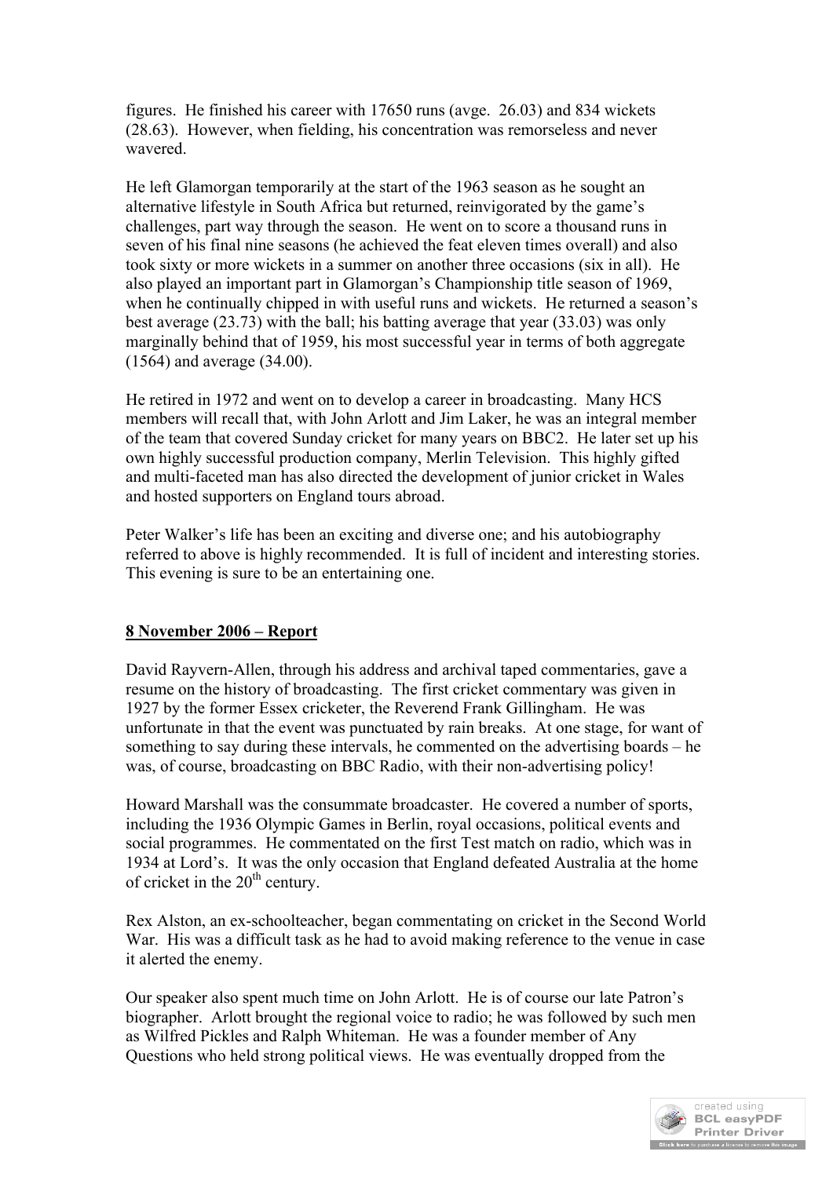figures. He finished his career with 17650 runs (avge. 26.03) and 834 wickets (28.63). However, when fielding, his concentration was remorseless and never wavered.

He left Glamorgan temporarily at the start of the 1963 season as he sought an alternative lifestyle in South Africa but returned, reinvigorated by the game's challenges, part way through the season. He went on to score a thousand runs in seven of his final nine seasons (he achieved the feat eleven times overall) and also took sixty or more wickets in a summer on another three occasions (six in all). He also played an important part in Glamorgan's Championship title season of 1969, when he continually chipped in with useful runs and wickets. He returned a season's best average (23.73) with the ball; his batting average that year (33.03) was only marginally behind that of 1959, his most successful year in terms of both aggregate (1564) and average (34.00).

He retired in 1972 and went on to develop a career in broadcasting. Many HCS members will recall that, with John Arlott and Jim Laker, he was an integral member of the team that covered Sunday cricket for many years on BBC2. He later set up his own highly successful production company, Merlin Television. This highly gifted and multi-faceted man has also directed the development of junior cricket in Wales and hosted supporters on England tours abroad.

Peter Walker's life has been an exciting and diverse one; and his autobiography referred to above is highly recommended. It is full of incident and interesting stories. This evening is sure to be an entertaining one.

**8 November 2006 – Report**

David Rayvern-Allen, through his address and archival taped commentaries, gave a resume on the history of broadcasting. The first cricket commentary was given in 1927 by the former Essex cricketer, the Reverend Frank Gillingham. He was unfortunate in that the event was punctuated by rain breaks. At one stage, for want of something to say during these intervals, he commented on the advertising boards – he was, of course, broadcasting on BBC Radio, with their non-advertising policy!

Howard Marshall was the consummate broadcaster. He covered a number of sports, including the 1936 Olympic Games in Berlin, royal occasions, political events and social programmes. He commentated on the first Test match on radio, which was in 1934 at Lord's. It was the only occasion that England defeated Australia at the home of cricket in the 20th century.

Rex Alston, an ex-schoolteacher, began commentating on cricket in the Second World War. His was a difficult task as he had to avoid making reference to the venue in case it alerted the enemy.

Our speaker also spent much time on John Arlott. He is of course our late Patron's biographer. Arlott brought the regional voice to radio; he was followed by such men as Wilfred Pickles and Ralph Whiteman. He was a founder member of Any Questions who held strong political views. He was eventually dropped from the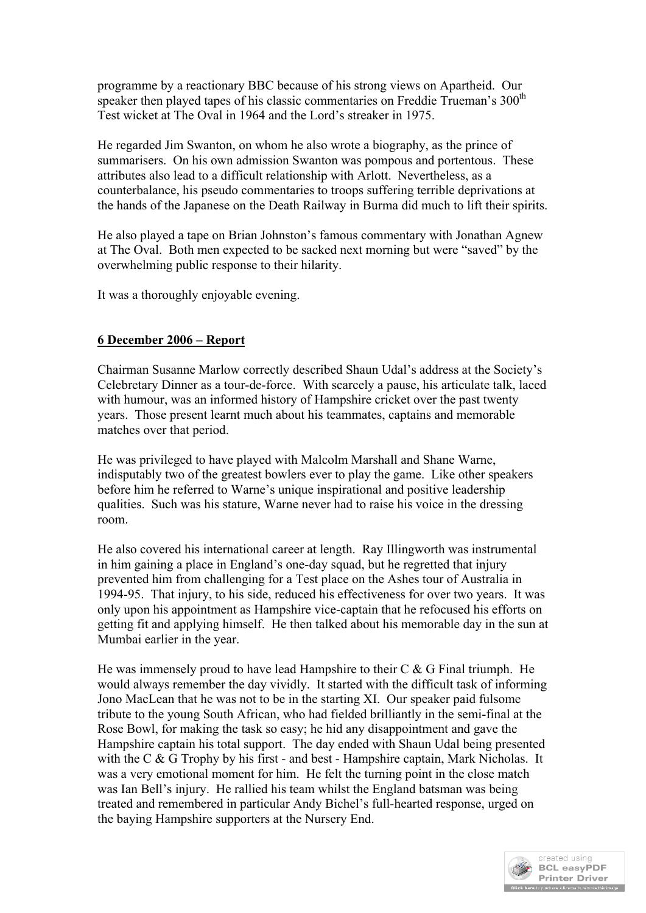programme by a reactionary BBC because of his strong views on Apartheid. Our speaker then played tapes of his classic commentaries on Freddie Trueman's 300th Test wicket at The Oval in 1964 and the Lord's streaker in 1975.

He regarded Jim Swanton, on whom he also wrote a biography, as the prince of summarisers. On his own admission Swanton was pompous and portentous. These attributes also lead to a difficult relationship with Arlott. Nevertheless, as a counterbalance, his pseudo commentaries to troops suffering terrible deprivations at the hands of the Japanese on the Death Railway in Burma did much to lift their spirits.

He also played a tape on Brian Johnston's famous commentary with Jonathan Agnew at The Oval. Both men expected to be sacked next morning but were "saved" by the overwhelming public response to their hilarity.

It was a thoroughly enjoyable evening.

## 6 December 2006 – Report

Chairman Susanne Marlow correctly described Shaun Udal's address at the Society's Celebretary Dinner as a tour-de-force. With scarcely a pause, his articulate talk, laced with humour, was an informed history of Hampshire cricket over the past twenty years. Those present learnt much about his teammates, captains and memorable matches over that period.

He was privileged to have played with Malcolm Marshall and Shane Warne, indisputably two of the greatest bowlers ever to play the game. Like other speakers before him he referred to Warne's unique inspirational and positive leadership qualities. Such was his stature, Warne never had to raise his voice in the dressing room.

He also covered his international career at length. Ray Illingworth was instrumental in him gaining a place in England's one-day squad, but he regretted that injury prevented him from challenging for a Test place on the Ashes tour of Australia in 1994-95. That injury, to his side, reduced his effectiveness for over two years. It was only upon his appointment as Hampshire vice-captain that he refocused his efforts on getting fit and applying himself. He then talked about his memorable day in the sun at Mumbai earlier in the year.

He was immensely proud to have lead Hampshire to their C & G Final triumph. He would always remember the day vividly. It started with the difficult task of informing Jono MacLean that he was not to be in the starting XI. Our speaker paid fulsome tribute to the young South African, who had fielded brilliantly in the semi-final at the Rose Bowl, for making the task so easy; he hid any disappointment and gave the Hampshire captain his total support. The day ended with Shaun Udal being presented with the C & G Trophy by his first - and best - Hampshire captain, Mark Nicholas. It was a very emotional moment for him. He felt the turning point in the close match was Ian Bell's injury. He rallied his team whilst the England batsman was being treated and remembered in particular Andy Bichel's full-hearted response, urged on the baying Hampshire supporters at the Nursery End.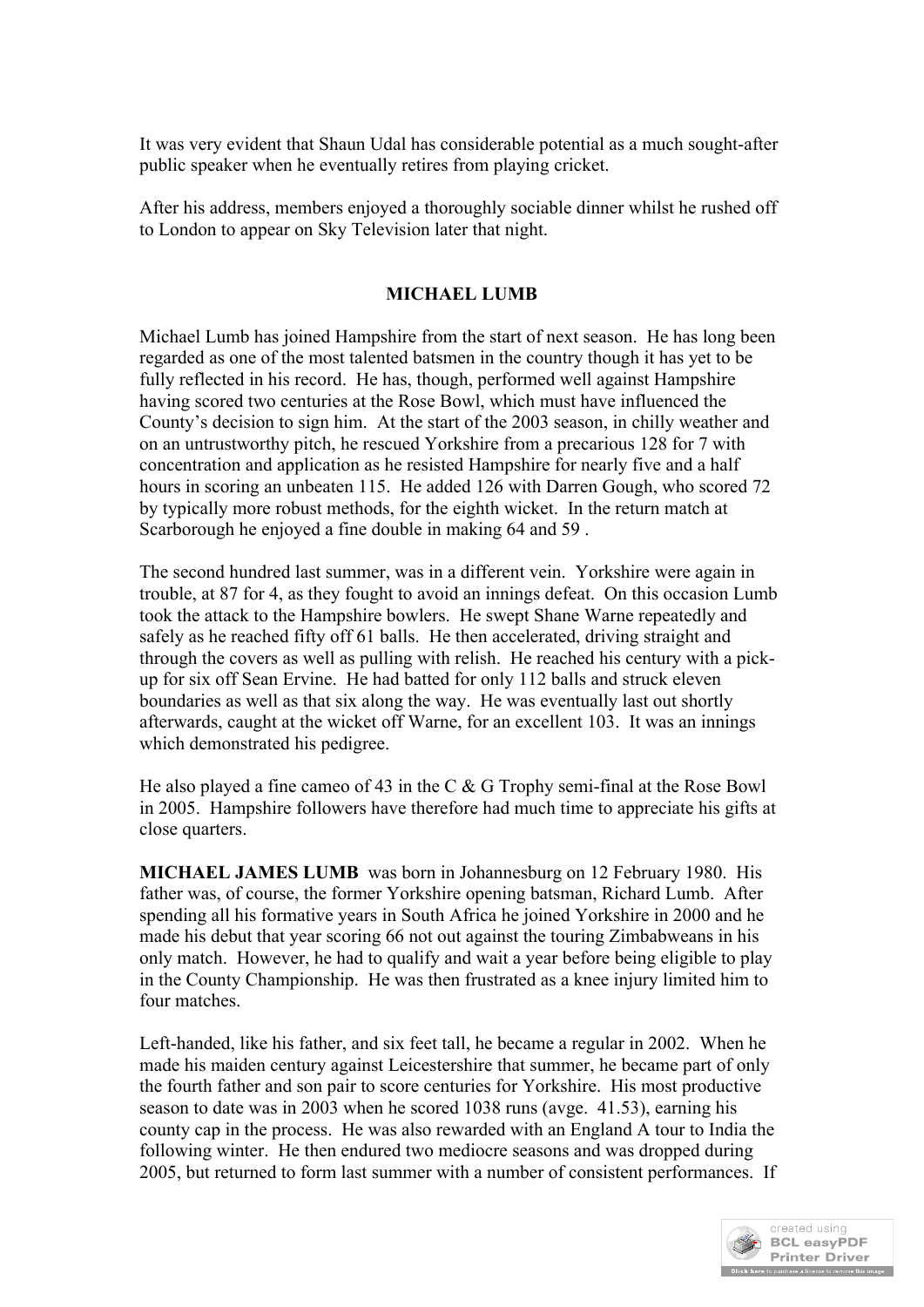It was very evident that Shaun Udal has considerable potential as a much sought-after public speaker when he eventually retires from playing cricket.

After his address, members enjoyed a thoroughly sociable dinner whilst he rushed off to London to appear on Sky Television later that night.

## MICHAEL LUMB

Michael Lumb has joined Hampshire from the start of next season. He has long been regarded as one of the most talented batsmen in the country though it has yet to be fully reflected in his record. He has, though, performed well against Hampshire having scored two centuries at the Rose Bowl, which must have influenced the County's decision to sign him. At the start of the 2003 season, in chilly weather and on an untrustworthy pitch, he rescued Yorkshire from a precarious 128 for 7 with concentration and application as he resisted Hampshire for nearly five and a half hours in scoring an unbeaten 115. He added 126 with Darren Gough, who scored 72 by typically more robust methods, for the eighth wicket. In the return match at Scarborough he enjoyed a fine double in making 64 and 59 .

The second hundred last summer, was in a different vein. Yorkshire were again in trouble, at 87 for 4, as they fought to avoid an innings defeat. On this occasion Lumb took the attack to the Hampshire bowlers. He swept Shane Warne repeatedly and safely as he reached fifty off 61 balls. He then accelerated, driving straight and through the covers as well as pulling with relish. He reached his century with a pick-up for six off Sean Ervine. He had batted for only 112 balls and struck eleven boundaries as well as that six along the way. He was eventually last out shortly afterwards, caught at the wicket off Warne, for an excellent 103. It was an innings which demonstrated his pedigree.

He also played a fine cameo of 43 in the C & G Trophy semi-final at the Rose Bowl in 2005. Hampshire followers have therefore had much time to appreciate his gifts at close quarters.

**MICHAEL JAMES LUMB** was born in Johannesburg on 12 February 1980. His father was, of course, the former Yorkshire opening batsman, Richard Lumb. After spending all his formative years in South Africa he joined Yorkshire in 2000 and he made his debut that year scoring 66 not out against the touring Zimbabweans in his only match. However, he had to qualify and wait a year before being eligible to play in the County Championship. He was then frustrated as a knee injury limited him to four matches.

Left-handed, like his father, and six feet tall, he became a regular in 2002. When he made his maiden century against Leicestershire that summer, he became part of only the fourth father and son pair to score centuries for Yorkshire. His most productive season to date was in 2003 when he scored 1038 runs (avge. 41.53), earning his county cap in the process. He was also rewarded with an England A tour to India the following winter. He then endured two mediocre seasons and was dropped during 2005, but returned to form last summer with a number of consistent performances. If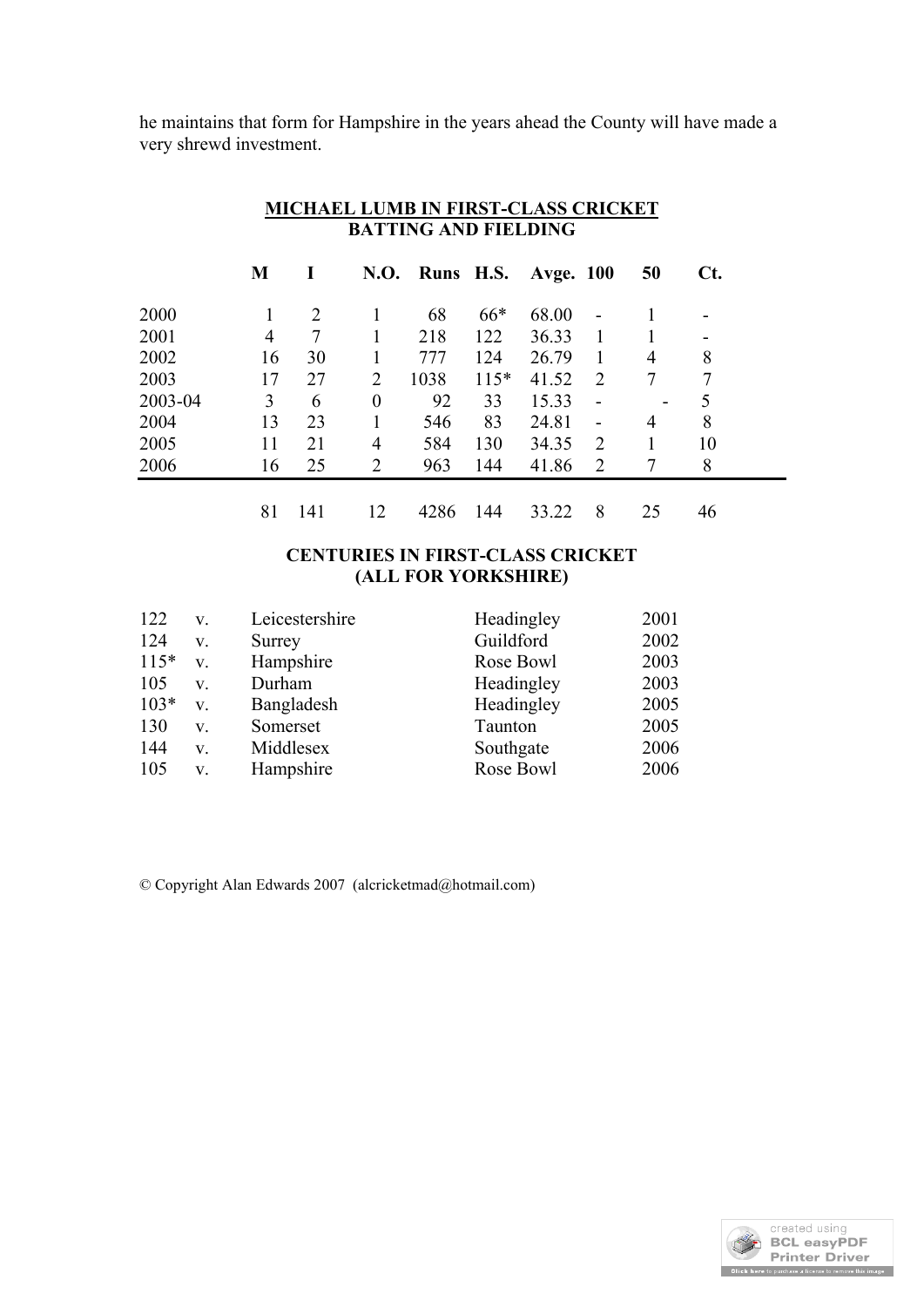he maintains that form for Hampshire in the years ahead the County will have made a very shrewd investment.

## MICHAEL LUMB IN FIRST-CLASS CRICKET
### BATTING AND FIELDING

| | M | I | N.O. | Runs | H.S. | Avge. | 100 | 50 | Ct. |
|---|---|---|---|---|---|---|---|---|---|
| 2000 | 1 | 2 | 1 | 68 | 66* | 68.00 | - | 1 | - |
| 2001 | 4 | 7 | 1 | 218 | 122 | 36.33 | 1 | 1 | - |
| 2002 | 16 | 30 | 1 | 777 | 124 | 26.79 | 1 | 4 | 8 |
| 2003 | 17 | 27 | 2 | 1038 | 115* | 41.52 | 2 | 7 | 7 |
| 2003-04 | 3 | 6 | 0 | 92 | 33 | 15.33 | - | - | 5 |
| 2004 | 13 | 23 | 1 | 546 | 83 | 24.81 | - | 4 | 8 |
| 2005 | 11 | 21 | 4 | 584 | 130 | 34.35 | 2 | 1 | 10 |
| 2006 | 16 | 25 | 2 | 963 | 144 | 41.86 | 2 | 7 | 8 |
| | 81 | 141 | 12 | 4286 | 144 | 33.22 | 8 | 25 | 46 |

### CENTURIES IN FIRST-CLASS CRICKET
### (ALL FOR YORKSHIRE)

| | | | | |
|---|---|---|---|---|
| 122 | v. | Leicestershire | Headingley | 2001 |
| 124 | v. | Surrey | Guildford | 2002 |
| 115* | v. | Hampshire | Rose Bowl | 2003 |
| 105 | v. | Durham | Headingley | 2003 |
| 103* | v. | Bangladesh | Headingley | 2005 |
| 130 | v. | Somerset | Taunton | 2005 |
| 144 | v. | Middlesex | Southgate | 2006 |
| 105 | v. | Hampshire | Rose Bowl | 2006 |

© Copyright Alan Edwards 2007 (alcricketmad@hotmail.com)